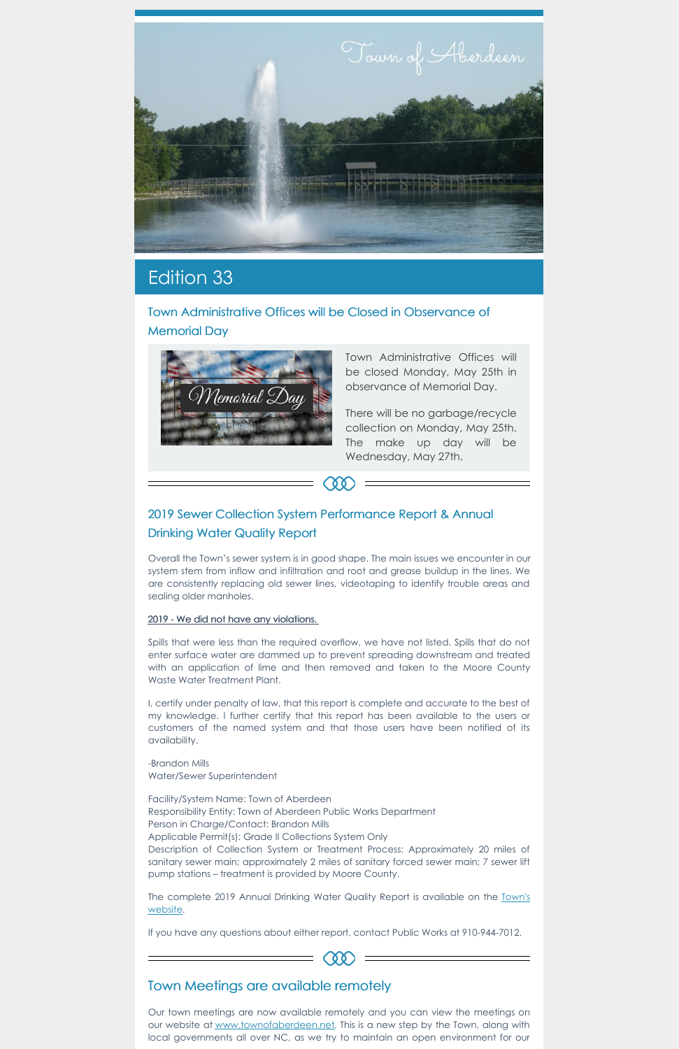Town of Aberdeen

# Edition 33

## Town Administrative Offices will be Closed in Observance of Memorial Day

Town Administrative Offices will be closed Monday, May 25th in observance of Memorial Day.

There will be no garbage/recycle collection on Monday, May 25th. The make up day will be Wednesday, May 27th.

## 2019 Sewer Collection System Performance Report & Annual Drinking Water Quality Report

Overall the Town's sewer system is in good shape. The main issues we encounter in our system stem from inflow and infiltration and root and grease buildup in the lines. We are consistently replacing old sewer lines, videotaping to identify trouble areas and sealing older manholes.

2019 - We did not have any violations.

Spills that were less than the required overflow, we have not listed. Spills that do not enter surface water are dammed up to prevent spreading downstream and treated with an application of lime and then removed and taken to the Moore County Waste Water Treatment Plant.

I, certify under penalty of law, that this report is complete and accurate to the best of my knowledge. I further certify that this report has been available to the users or customers of the named system and that those users have been notified of its availability.

-Brandon Mills
Water/Sewer Superintendent

Facility/System Name: Town of Aberdeen
Responsibility Entity: Town of Aberdeen Public Works Department
Person in Charge/Contact: Brandon Mills
Applicable Permit(s): Grade II Collections System Only
Description of Collection System or Treatment Process: Approximately 20 miles of sanitary sewer main; approximately 2 miles of sanitary forced sewer main; 7 sewer lift pump stations – treatment is provided by Moore County.

The complete 2019 Annual Drinking Water Quality Report is available on the Town's website.

If you have any questions about either report, contact Public Works at 910-944-7012.

## Town Meetings are available remotely

Our town meetings are now available remotely and you can view the meetings on our website at www.townofaberdeen.net. This is a new step by the Town, along with local governments all over NC, as we try to maintain an open environment for our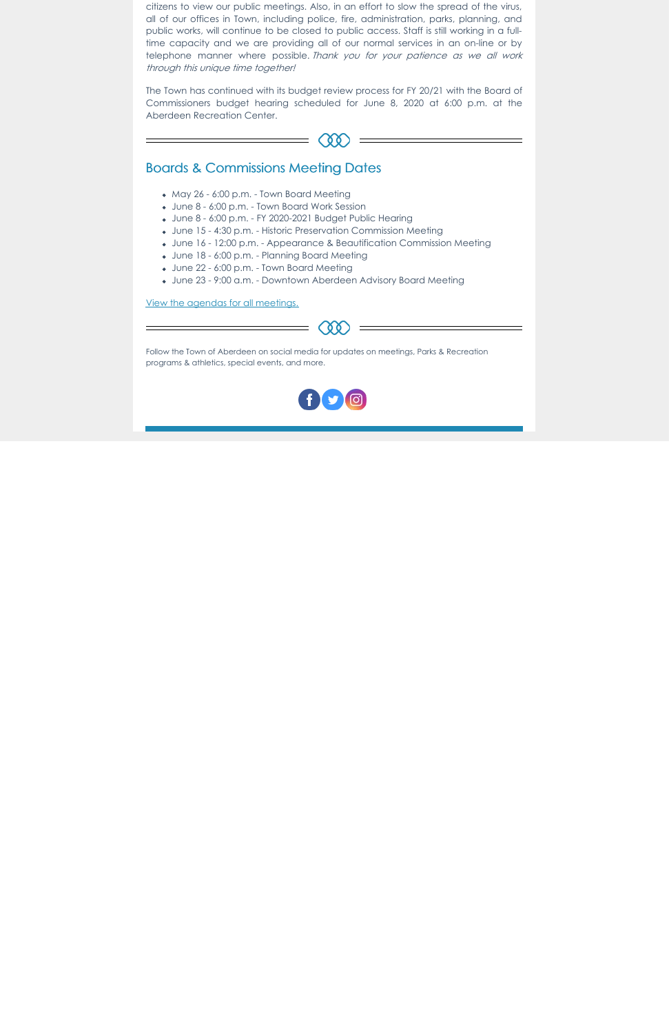citizens to view our public meetings. Also, in an effort to slow the spread of the virus, all of our offices in Town, including police, fire, administration, parks, planning, and public works, will continue to be closed to public access. Staff is still working in a full-time capacity and we are providing all of our normal services in an on-line or by telephone manner where possible. *Thank you for your patience as we all work through this unique time together!*

The Town has continued with its budget review process for FY 20/21 with the Board of Commissioners budget hearing scheduled for June 8, 2020 at 6:00 p.m. at the Aberdeen Recreation Center.

## Boards & Commissions Meeting Dates

- May 26 - 6:00 p.m. - Town Board Meeting
- June 8 - 6:00 p.m. - Town Board Work Session
- June 8 - 6:00 p.m. - FY 2020-2021 Budget Public Hearing
- June 15 - 4:30 p.m. - Historic Preservation Commission Meeting
- June 16 - 12:00 p.m. - Appearance & Beautification Commission Meeting
- June 18 - 6:00 p.m. - Planning Board Meeting
- June 22 - 6:00 p.m. - Town Board Meeting
- June 23 - 9:00 a.m. - Downtown Aberdeen Advisory Board Meeting

View the agendas for all meetings.

Follow the Town of Aberdeen on social media for updates on meetings, Parks & Recreation programs & athletics, special events, and more.